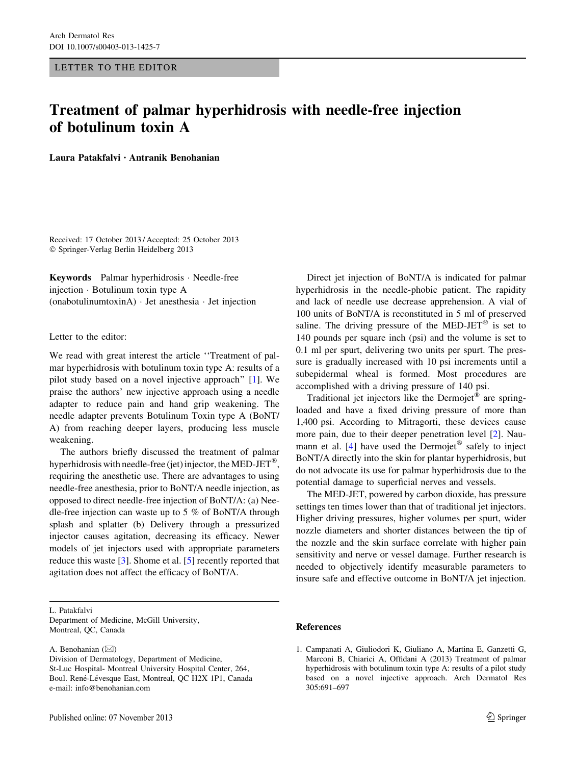LETTER TO THE EDITOR

# Treatment of palmar hyperhidrosis with needle-free injection of botulinum toxin A

**Laura Patakfalvi · Antranik Benohanian**

Received: 17 October 2013 / Accepted: 25 October 2013
© Springer-Verlag Berlin Heidelberg 2013

**Keywords** Palmar hyperhidrosis · Needle-free injection · Botulinum toxin type A (onabotulinumtoxinA) · Jet anesthesia · Jet injection

Letter to the editor:

We read with great interest the article ''Treatment of palmar hyperhidrosis with botulinum toxin type A: results of a pilot study based on a novel injective approach'' [1]. We praise the authors' new injective approach using a needle adapter to reduce pain and hand grip weakening. The needle adapter prevents Botulinum Toxin type A (BoNT/A) from reaching deeper layers, producing less muscle weakening.

The authors briefly discussed the treatment of palmar hyperhidrosis with needle-free (jet) injector, the MED-JET®, requiring the anesthetic use. There are advantages to using needle-free anesthesia, prior to BoNT/A needle injection, as opposed to direct needle-free injection of BoNT/A: (a) Needle-free injection can waste up to 5 % of BoNT/A through splash and splatter (b) Delivery through a pressurized injector causes agitation, decreasing its efficacy. Newer models of jet injectors used with appropriate parameters reduce this waste [3]. Shome et al. [5] recently reported that agitation does not affect the efficacy of BoNT/A.

Direct jet injection of BoNT/A is indicated for palmar hyperhidrosis in the needle-phobic patient. The rapidity and lack of needle use decrease apprehension. A vial of 100 units of BoNT/A is reconstituted in 5 ml of preserved saline. The driving pressure of the MED-JET® is set to 140 pounds per square inch (psi) and the volume is set to 0.1 ml per spurt, delivering two units per spurt. The pressure is gradually increased with 10 psi increments until a subepidermal wheal is formed. Most procedures are accomplished with a driving pressure of 140 psi.

Traditional jet injectors like the Dermojet® are spring-loaded and have a fixed driving pressure of more than 1,400 psi. According to Mitragorti, these devices cause more pain, due to their deeper penetration level [2]. Naumann et al. [4] have used the Dermojet® safely to inject BoNT/A directly into the skin for plantar hyperhidrosis, but do not advocate its use for palmar hyperhidrosis due to the potential damage to superficial nerves and vessels.

The MED-JET, powered by carbon dioxide, has pressure settings ten times lower than that of traditional jet injectors. Higher driving pressures, higher volumes per spurt, wider nozzle diameters and shorter distances between the tip of the nozzle and the skin surface correlate with higher pain sensitivity and nerve or vessel damage. Further research is needed to objectively identify measurable parameters to insure safe and effective outcome in BoNT/A jet injection.

L. Patakfalvi
Department of Medicine, McGill University, Montreal, QC, Canada

A. Benohanian (✉)
Division of Dermatology, Department of Medicine, St-Luc Hospital- Montreal University Hospital Center, 264, Boul. René-Lévesque East, Montreal, QC H2X 1P1, Canada
e-mail: info@benohanian.com

## References

1. Campanati A, Giuliodori K, Giuliano A, Martina E, Ganzetti G, Marconi B, Chiarici A, Offidani A (2013) Treatment of palmar hyperhidrosis with botulinum toxin type A: results of a pilot study based on a novel injective approach. Arch Dermatol Res 305:691–697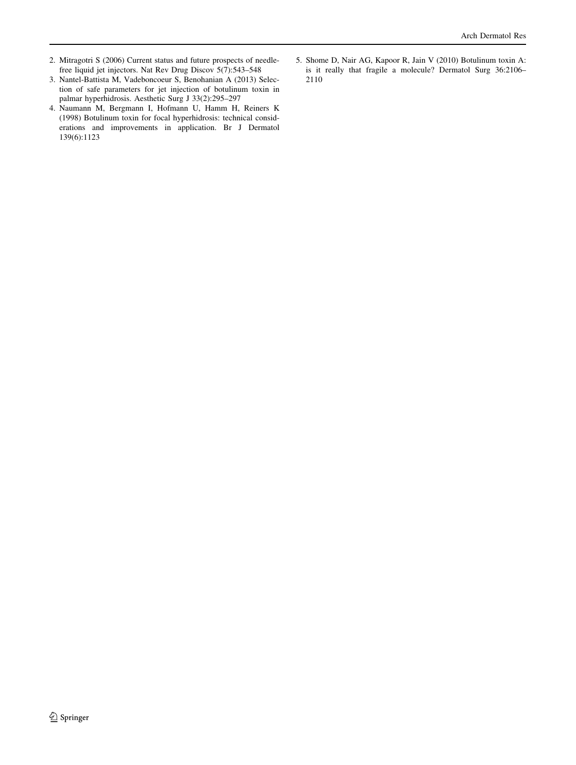2. Mitragotri S (2006) Current status and future prospects of needle-free liquid jet injectors. Nat Rev Drug Discov 5(7):543–548
3. Nantel-Battista M, Vadeboncoeur S, Benohanian A (2013) Selection of safe parameters for jet injection of botulinum toxin in palmar hyperhidrosis. Aesthetic Surg J 33(2):295–297
4. Naumann M, Bergmann I, Hofmann U, Hamm H, Reiners K (1998) Botulinum toxin for focal hyperhidrosis: technical considerations and improvements in application. Br J Dermatol 139(6):1123
5. Shome D, Nair AG, Kapoor R, Jain V (2010) Botulinum toxin A: is it really that fragile a molecule? Dermatol Surg 36:2106–2110